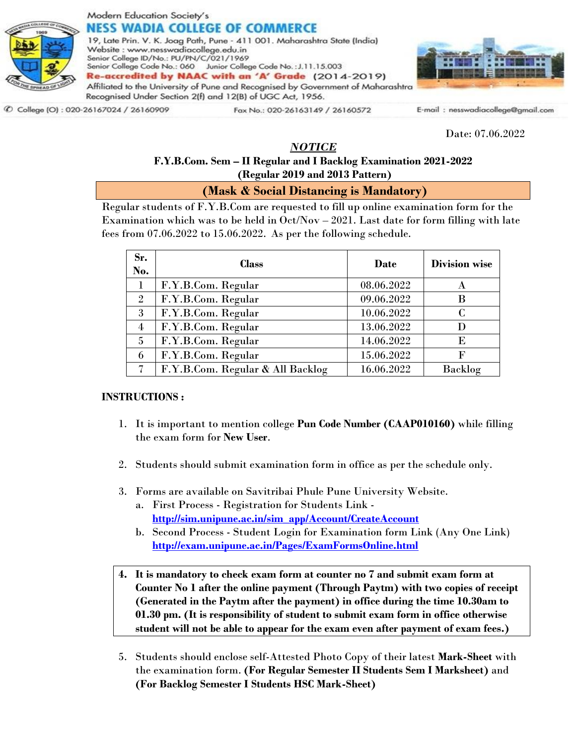Modern Education Society's

# NESS WADIA COLLEGE OF COMMERCE

19, Late Prin. V. K. Joag Path, Pune - 411 001. Maharashtra State (India)
Website : www.nesswadiacollege.edu.in
Senior College ID/No.: PU/PN/C/021/1969
Senior College Code No.: 060 Junior College Code No. :J.11.15.003
**Re-accredited by NAAC with an 'A' Grade (2014-2019)**
Affiliated to the University of Pune and Recognised by Government of Maharashtra
Recognised Under Section 2(f) and 12(B) of UGC Act, 1956.

College (O) : 020-26167024 / 26160909 Fax No.: 020-26163149 / 26160572 E-mail : nesswadiacollege@gmail.com

Date: 07.06.2022

## ***NOTICE***

**F.Y.B.Com. Sem – II Regular and I Backlog Examination 2021-2022**
**(Regular 2019 and 2013 Pattern)**

**(Mask & Social Distancing is Mandatory)**

Regular students of F.Y.B.Com are requested to fill up online examination form for the Examination which was to be held in Oct/Nov – 2021. Last date for form filling with late fees from 07.06.2022 to 15.06.2022. As per the following schedule.

| Sr. No. | Class | Date | Division wise |
|---|---|---|---|
| 1 | F.Y.B.Com. Regular | 08.06.2022 | A |
| 2 | F.Y.B.Com. Regular | 09.06.2022 | B |
| 3 | F.Y.B.Com. Regular | 10.06.2022 | C |
| 4 | F.Y.B.Com. Regular | 13.06.2022 | D |
| 5 | F.Y.B.Com. Regular | 14.06.2022 | E |
| 6 | F.Y.B.Com. Regular | 15.06.2022 | F |
| 7 | F.Y.B.Com. Regular & All Backlog | 16.06.2022 | Backlog |

**INSTRUCTIONS :**

1. It is important to mention college **Pun Code Number (CAAP010160)** while filling the exam form for **New User**.

2. Students should submit examination form in office as per the schedule only.

3. Forms are available on Savitribai Phule Pune University Website.
   a. First Process - Registration for Students Link - http://sim.unipune.ac.in/sim_app/Account/CreateAccount
   b. Second Process - Student Login for Examination form Link (Any One Link) http://exam.unipune.ac.in/Pages/ExamFormsOnline.html

4. **It is mandatory to check exam form at counter no 7 and submit exam form at Counter No 1 after the online payment (Through Paytm) with two copies of receipt (Generated in the Paytm after the payment) in office during the time 10.30am to 01.30 pm. (It is responsibility of student to submit exam form in office otherwise student will not be able to appear for the exam even after payment of exam fees.)**

5. Students should enclose self-Attested Photo Copy of their latest **Mark-Sheet** with the examination form. **(For Regular Semester II Students Sem I Marksheet)** and **(For Backlog Semester I Students HSC Mark-Sheet)**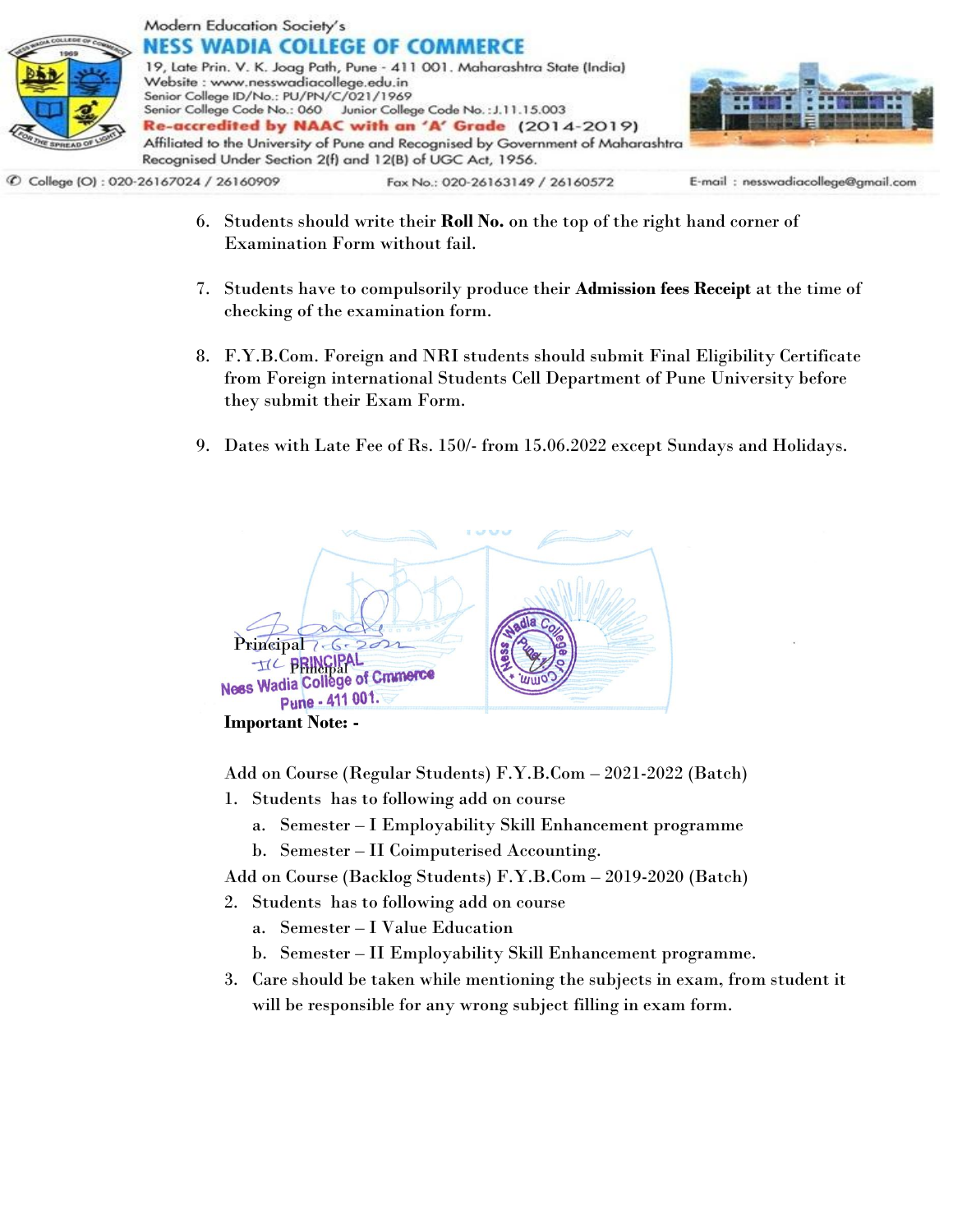6. Students should write their **Roll No.** on the top of the right hand corner of Examination Form without fail.

7. Students have to compulsorily produce their **Admission fees Receipt** at the time of checking of the examination form.

8. F.Y.B.Com. Foreign and NRI students should submit Final Eligibility Certificate from Foreign international Students Cell Department of Pune University before they submit their Exam Form.

9. Dates with Late Fee of Rs. 150/- from 15.06.2022 except Sundays and Holidays.

Principal

Principal

**Important Note: -**

Add on Course (Regular Students) F.Y.B.Com – 2021-2022 (Batch)

1. Students has to following add on course
   a. Semester – I Employability Skill Enhancement programme
   b. Semester – II Coimputerised Accounting.

Add on Course (Backlog Students) F.Y.B.Com – 2019-2020 (Batch)

2. Students has to following add on course
   a. Semester – I Value Education
   b. Semester – II Employability Skill Enhancement programme.
3. Care should be taken while mentioning the subjects in exam, from student it will be responsible for any wrong subject filling in exam form.